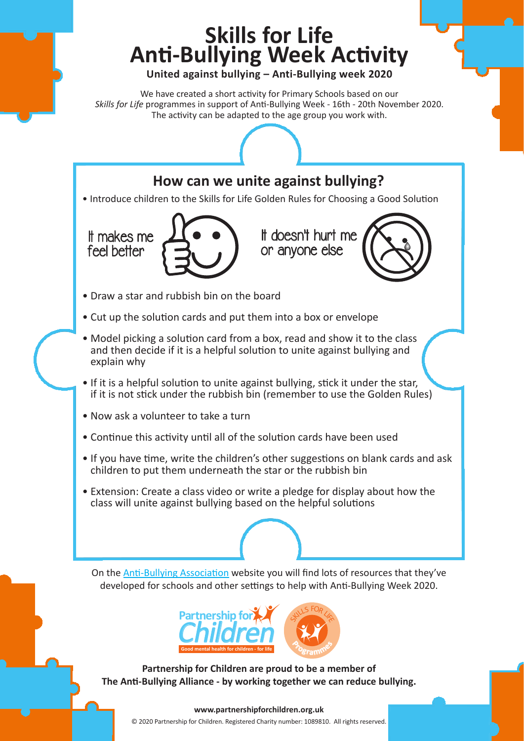# Skills for Life
# Anti-Bullying Week Activity

**United against bullying – Anti-Bullying week 2020**

We have created a short activity for Primary Schools based on our *Skills for Life* programmes in support of Anti-Bullying Week - 16th - 20th November 2020. The activity can be adapted to the age group you work with.

## How can we unite against bullying?

- Introduce children to the Skills for Life Golden Rules for Choosing a Good Solution

It makes me feel better

It doesn't hurt me or anyone else

- Draw a star and rubbish bin on the board
- Cut up the solution cards and put them into a box or envelope
- Model picking a solution card from a box, read and show it to the class and then decide if it is a helpful solution to unite against bullying and explain why
- If it is a helpful solution to unite against bullying, stick it under the star, if it is not stick under the rubbish bin (remember to use the Golden Rules)
- Now ask a volunteer to take a turn
- Continue this activity until all of the solution cards have been used
- If you have time, write the children's other suggestions on blank cards and ask children to put them underneath the star or the rubbish bin
- Extension: Create a class video or write a pledge for display about how the class will unite against bullying based on the helpful solutions

On the Anti-Bullying Association website you will find lots of resources that they've developed for schools and other settings to help with Anti-Bullying Week 2020.

Partnership for Children – Good mental health for children - for life

Skills for Life Programmes

**Partnership for Children are proud to be a member of The Anti-Bullying Alliance - by working together we can reduce bullying.**

**www.partnershipforchildren.org.uk**

© 2020 Partnership for Children. Registered Charity number: 1089810. All rights reserved.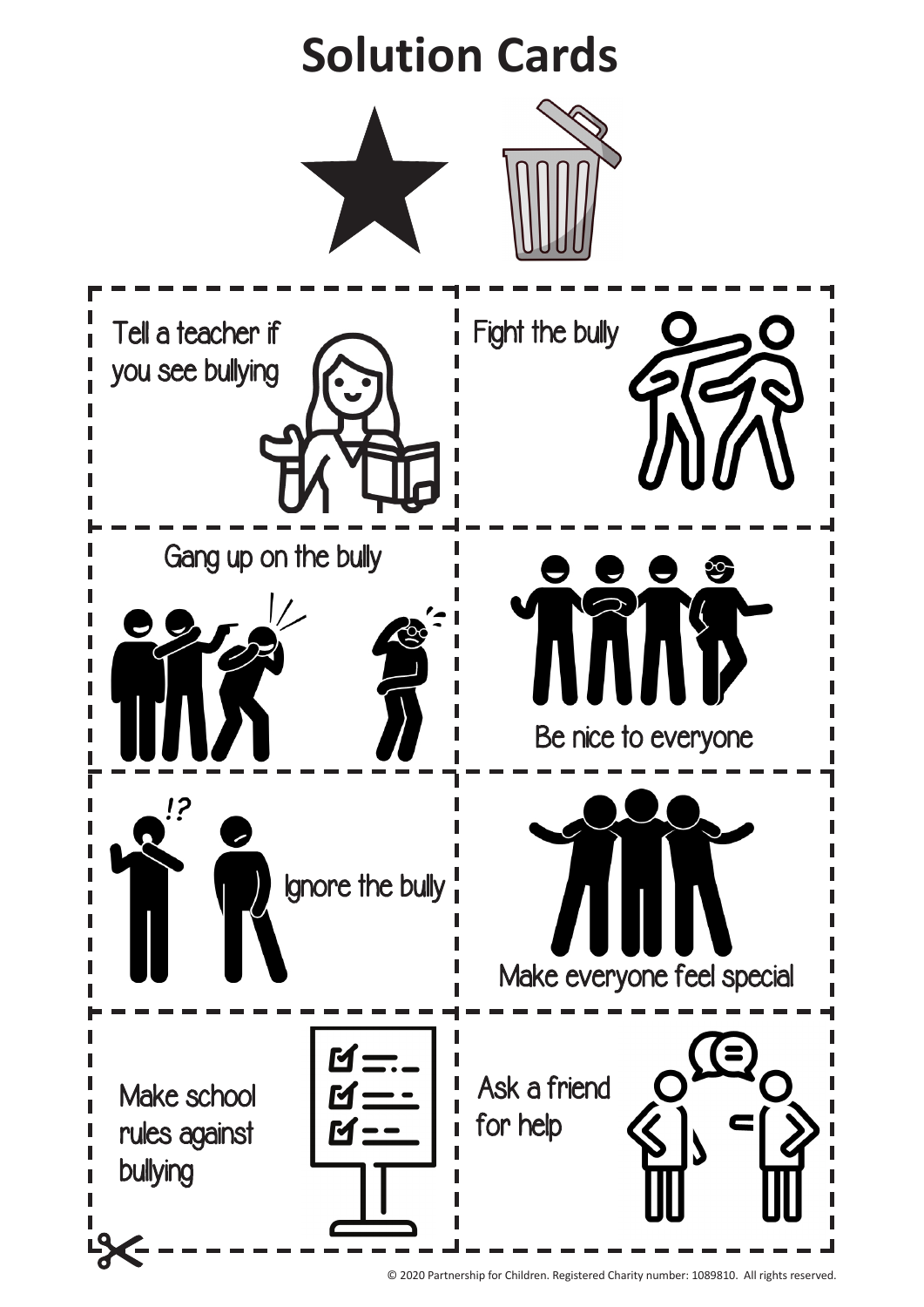# Solution Cards

Tell a teacher if you see bullying

Fight the bully

Gang up on the bully

Be nice to everyone

Ignore the bully

Make everyone feel special

Make school rules against bullying

Ask a friend for help

© 2020 Partnership for Children. Registered Charity number: 1089810. All rights reserved.